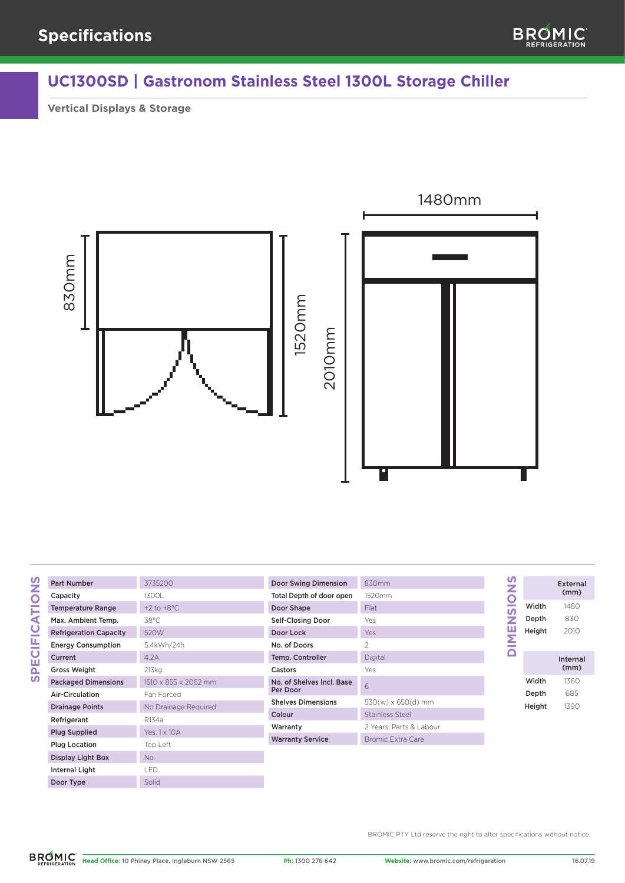# Specifications

## UC1300SD | Gastronom Stainless Steel 1300L Storage Chiller

**Vertical Displays & Storage**

1480mm

830mm

1520mm

2010mm

### SPECIFICATIONS

| | |
|---|---|
| Part Number | 3735200 |
| Capacity | 1300L |
| Temperature Range | +2 to +8°C |
| Max. Ambient Temp. | 38°C |
| Refrigeration Capacity | 520W |
| Energy Consumption | 5.4kWh/24h |
| Current | 4.2A |
| Gross Weight | 213kg |
| Packaged Dimensions | 1510 x 855 x 2062 mm |
| Air-Circulation | Fan Forced |
| Drainage Points | No Drainage Required |
| Refrigerant | R134a |
| Plug Supplied | Yes, 1 x 10A |
| Plug Location | Top Left |
| Display Light Box | No |
| Internal Light | LED |
| Door Type | Solid |

| | |
|---|---|
| Door Swing Dimension | 830mm |
| Total Depth of door open | 1520mm |
| Door Shape | Flat |
| Self-Closing Door | Yes |
| Door Lock | Yes |
| No. of Doors | 2 |
| Temp. Controller | Digital |
| Castors | Yes |
| No. of Shelves Incl. Base Per Door | 6 |
| Shelves Dimensions | 530(w) x 650(d) mm |
| Colour | Stainless Steel |
| Warranty | 2 Years, Parts & Labour |
| Warranty Service | Bromic Extra Care |

### DIMENSIONS

| | External (mm) |
|---|---|
| Width | 1480 |
| Depth | 830 |
| Height | 2010 |

| | Internal (mm) |
|---|---|
| Width | 1360 |
| Depth | 685 |
| Height | 1390 |

BROMIC PTY Ltd reserve the right to alter specifications without notice.

**Head Office:** 10 Phiney Place, Ingleburn NSW 2565 **Ph:** 1300 276 642 **Website:** www.bromic.com/refrigeration 16.07.19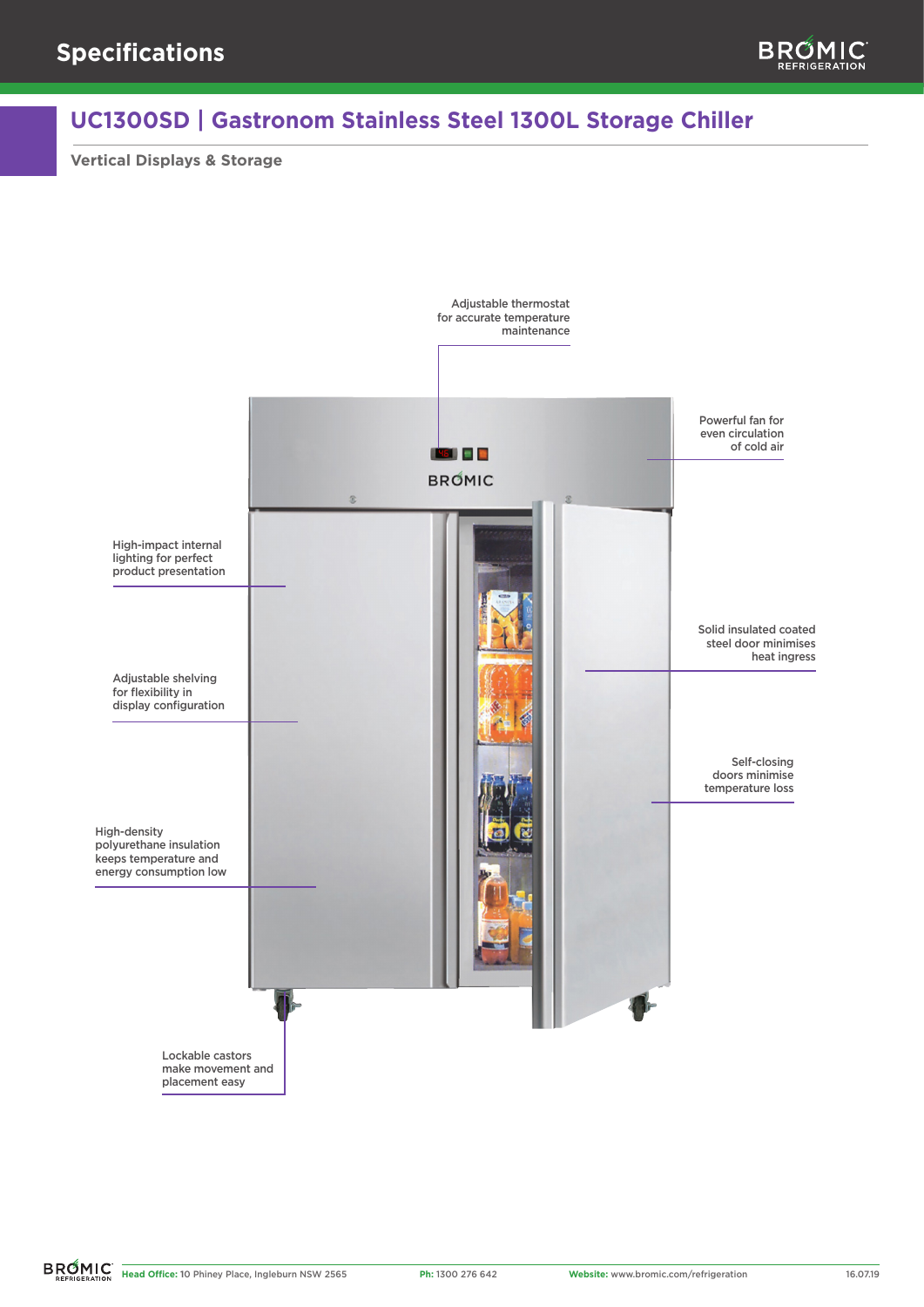# Specifications

## UC1300SD | Gastronom Stainless Steel 1300L Storage Chiller

### Vertical Displays & Storage

Adjustable thermostat for accurate temperature maintenance

Powerful fan for even circulation of cold air

High-impact internal lighting for perfect product presentation

Solid insulated coated steel door minimises heat ingress

Adjustable shelving for flexibility in display configuration

Self-closing doors minimise temperature loss

High-density polyurethane insulation keeps temperature and energy consumption low

Lockable castors make movement and placement easy

**Head Office:** 10 Phiney Place, Ingleburn NSW 2565 **Ph:** 1300 276 642 **Website:** www.bromic.com/refrigeration 16.07.19